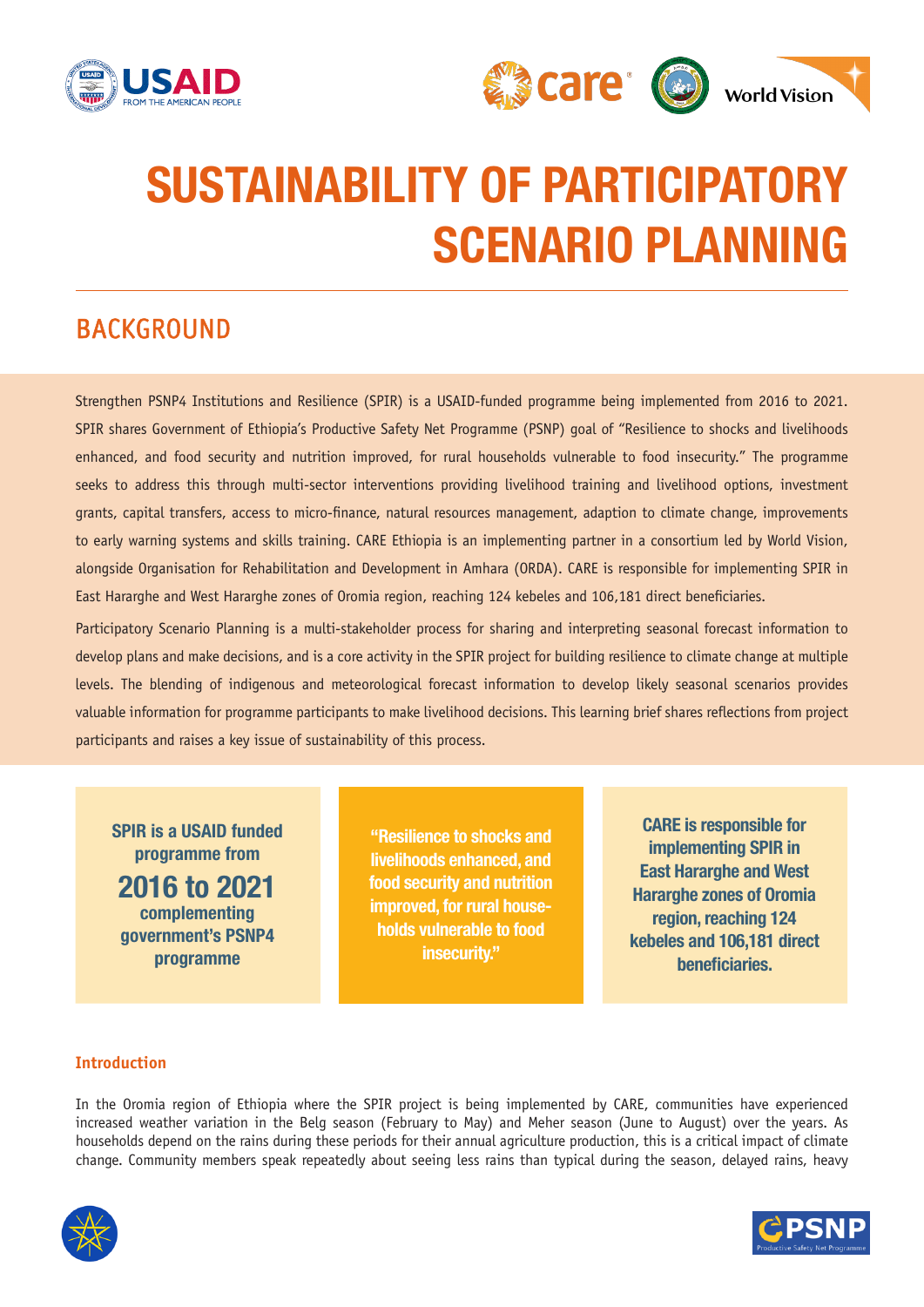# SUSTAINABILITY OF PARTICIPATORY SCENARIO PLANNING

## BACKGROUND

Strengthen PSNP4 Institutions and Resilience (SPIR) is a USAID-funded programme being implemented from 2016 to 2021. SPIR shares Government of Ethiopia's Productive Safety Net Programme (PSNP) goal of "Resilience to shocks and livelihoods enhanced, and food security and nutrition improved, for rural households vulnerable to food insecurity." The programme seeks to address this through multi-sector interventions providing livelihood training and livelihood options, investment grants, capital transfers, access to micro-finance, natural resources management, adaption to climate change, improvements to early warning systems and skills training. CARE Ethiopia is an implementing partner in a consortium led by World Vision, alongside Organisation for Rehabilitation and Development in Amhara (ORDA). CARE is responsible for implementing SPIR in East Hararghe and West Hararghe zones of Oromia region, reaching 124 kebeles and 106,181 direct beneficiaries.

Participatory Scenario Planning is a multi-stakeholder process for sharing and interpreting seasonal forecast information to develop plans and make decisions, and is a core activity in the SPIR project for building resilience to climate change at multiple levels. The blending of indigenous and meteorological forecast information to develop likely seasonal scenarios provides valuable information for programme participants to make livelihood decisions. This learning brief shares reflections from project participants and raises a key issue of sustainability of this process.

**SPIR is a USAID funded programme from 2016 to 2021 complementing government's PSNP4 programme**

**"Resilience to shocks and livelihoods enhanced, and food security and nutrition improved, for rural households vulnerable to food insecurity."**

**CARE is responsible for implementing SPIR in East Hararghe and West Hararghe zones of Oromia region, reaching 124 kebeles and 106,181 direct beneficiaries.**

### Introduction

In the Oromia region of Ethiopia where the SPIR project is being implemented by CARE, communities have experienced increased weather variation in the Belg season (February to May) and Meher season (June to August) over the years. As households depend on the rains during these periods for their annual agriculture production, this is a critical impact of climate change. Community members speak repeatedly about seeing less rains than typical during the season, delayed rains, heavy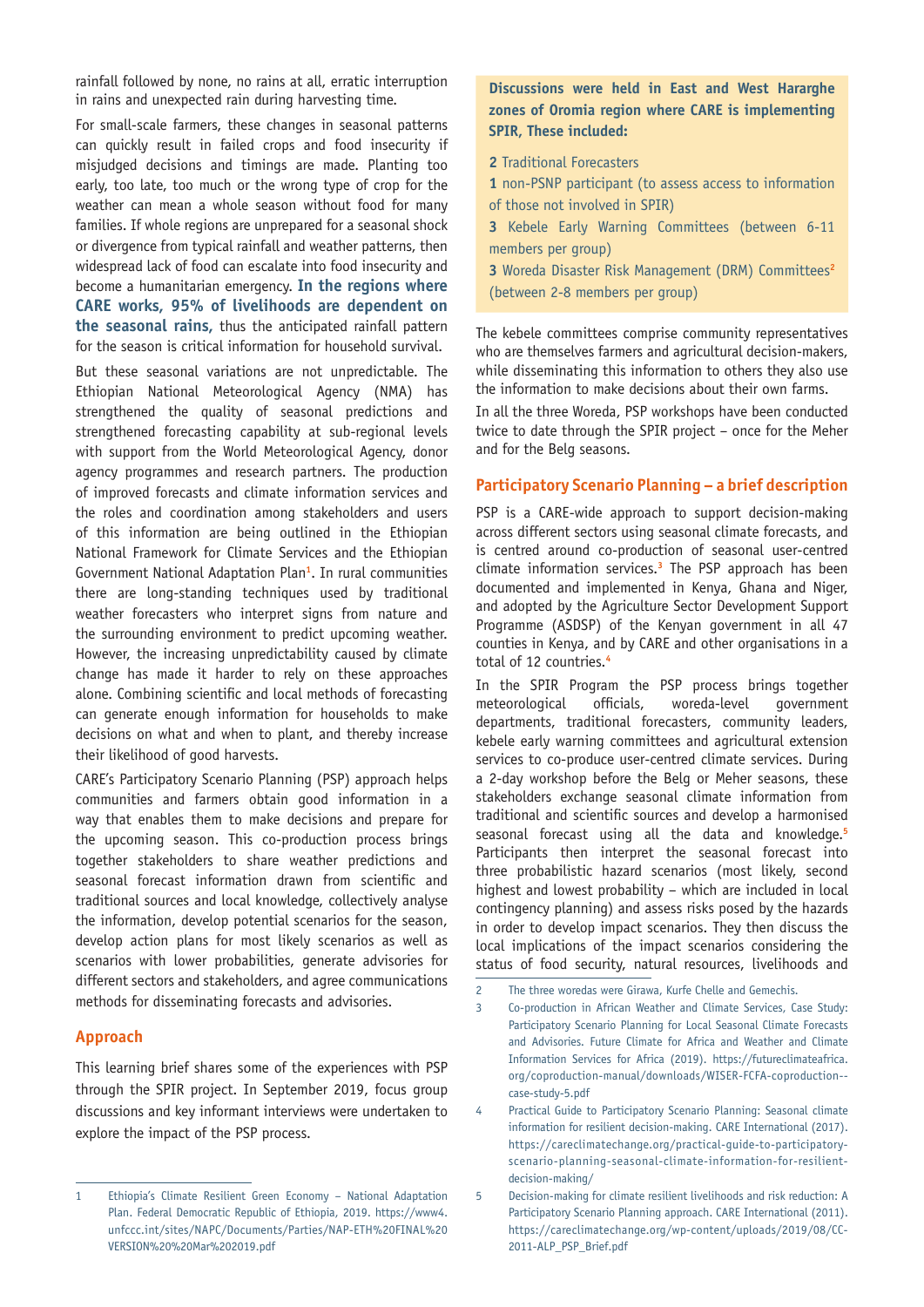rainfall followed by none, no rains at all, erratic interruption in rains and unexpected rain during harvesting time.

For small-scale farmers, these changes in seasonal patterns can quickly result in failed crops and food insecurity if misjudged decisions and timings are made. Planting too early, too late, too much or the wrong type of crop for the weather can mean a whole season without food for many families. If whole regions are unprepared for a seasonal shock or divergence from typical rainfall and weather patterns, then widespread lack of food can escalate into food insecurity and become a humanitarian emergency. **In the regions where CARE works, 95% of livelihoods are dependent on the seasonal rains,** thus the anticipated rainfall pattern for the season is critical information for household survival.

But these seasonal variations are not unpredictable. The Ethiopian National Meteorological Agency (NMA) has strengthened the quality of seasonal predictions and strengthened forecasting capability at sub-regional levels with support from the World Meteorological Agency, donor agency programmes and research partners. The production of improved forecasts and climate information services and the roles and coordination among stakeholders and users of this information are being outlined in the Ethiopian National Framework for Climate Services and the Ethiopian Government National Adaptation Plan[1]. In rural communities there are long-standing techniques used by traditional weather forecasters who interpret signs from nature and the surrounding environment to predict upcoming weather. However, the increasing unpredictability caused by climate change has made it harder to rely on these approaches alone. Combining scientific and local methods of forecasting can generate enough information for households to make decisions on what and when to plant, and thereby increase their likelihood of good harvests.

CARE's Participatory Scenario Planning (PSP) approach helps communities and farmers obtain good information in a way that enables them to make decisions and prepare for the upcoming season. This co-production process brings together stakeholders to share weather predictions and seasonal forecast information drawn from scientific and traditional sources and local knowledge, collectively analyse the information, develop potential scenarios for the season, develop action plans for most likely scenarios as well as scenarios with lower probabilities, generate advisories for different sectors and stakeholders, and agree communications methods for disseminating forecasts and advisories.

## Approach

This learning brief shares some of the experiences with PSP through the SPIR project. In September 2019, focus group discussions and key informant interviews were undertaken to explore the impact of the PSP process.

**Discussions were held in East and West Hararghe zones of Oromia region where CARE is implementing SPIR, These included:**

**2** Traditional Forecasters

**1** non-PSNP participant (to assess access to information of those not involved in SPIR)

**3** Kebele Early Warning Committees (between 6-11 members per group)

**3** Woreda Disaster Risk Management (DRM) Committees[2] (between 2-8 members per group)

The kebele committees comprise community representatives who are themselves farmers and agricultural decision-makers, while disseminating this information to others they also use the information to make decisions about their own farms.

In all the three Woreda, PSP workshops have been conducted twice to date through the SPIR project – once for the Meher and for the Belg seasons.

## Participatory Scenario Planning – a brief description

PSP is a CARE-wide approach to support decision-making across different sectors using seasonal climate forecasts, and is centred around co-production of seasonal user-centred climate information services.[3] The PSP approach has been documented and implemented in Kenya, Ghana and Niger, and adopted by the Agriculture Sector Development Support Programme (ASDSP) of the Kenyan government in all 47 counties in Kenya, and by CARE and other organisations in a total of 12 countries.[4]

In the SPIR Program the PSP process brings together meteorological officials, woreda-level government departments, traditional forecasters, community leaders, kebele early warning committees and agricultural extension services to co-produce user-centred climate services. During a 2-day workshop before the Belg or Meher seasons, these stakeholders exchange seasonal climate information from traditional and scientific sources and develop a harmonised seasonal forecast using all the data and knowledge.[5] Participants then interpret the seasonal forecast into three probabilistic hazard scenarios (most likely, second highest and lowest probability – which are included in local contingency planning) and assess risks posed by the hazards in order to develop impact scenarios. They then discuss the local implications of the impact scenarios considering the status of food security, natural resources, livelihoods and

---

1 Ethiopia's Climate Resilient Green Economy – National Adaptation Plan. Federal Democratic Republic of Ethiopia, 2019. https://www4.unfccc.int/sites/NAPC/Documents/Parties/NAP-ETH%20FINAL%20VERSION%20%20Mar%202019.pdf

2 The three woredas were Girawa, Kurfe Chelle and Gemechis.

3 Co-production in African Weather and Climate Services, Case Study: Participatory Scenario Planning for Local Seasonal Climate Forecasts and Advisories. Future Climate for Africa and Weather and Climate Information Services for Africa (2019). https://futureclimateafrica.org/coproduction-manual/downloads/WISER-FCFA-coproduction--case-study-5.pdf

4 Practical Guide to Participatory Scenario Planning: Seasonal climate information for resilient decision-making. CARE International (2017). https://careclimatechange.org/practical-guide-to-participatory-scenario-planning-seasonal-climate-information-for-resilient-decision-making/

5 Decision-making for climate resilient livelihoods and risk reduction: A Participatory Scenario Planning approach. CARE International (2011). https://careclimatechange.org/wp-content/uploads/2019/08/CC-2011-ALP_PSP_Brief.pdf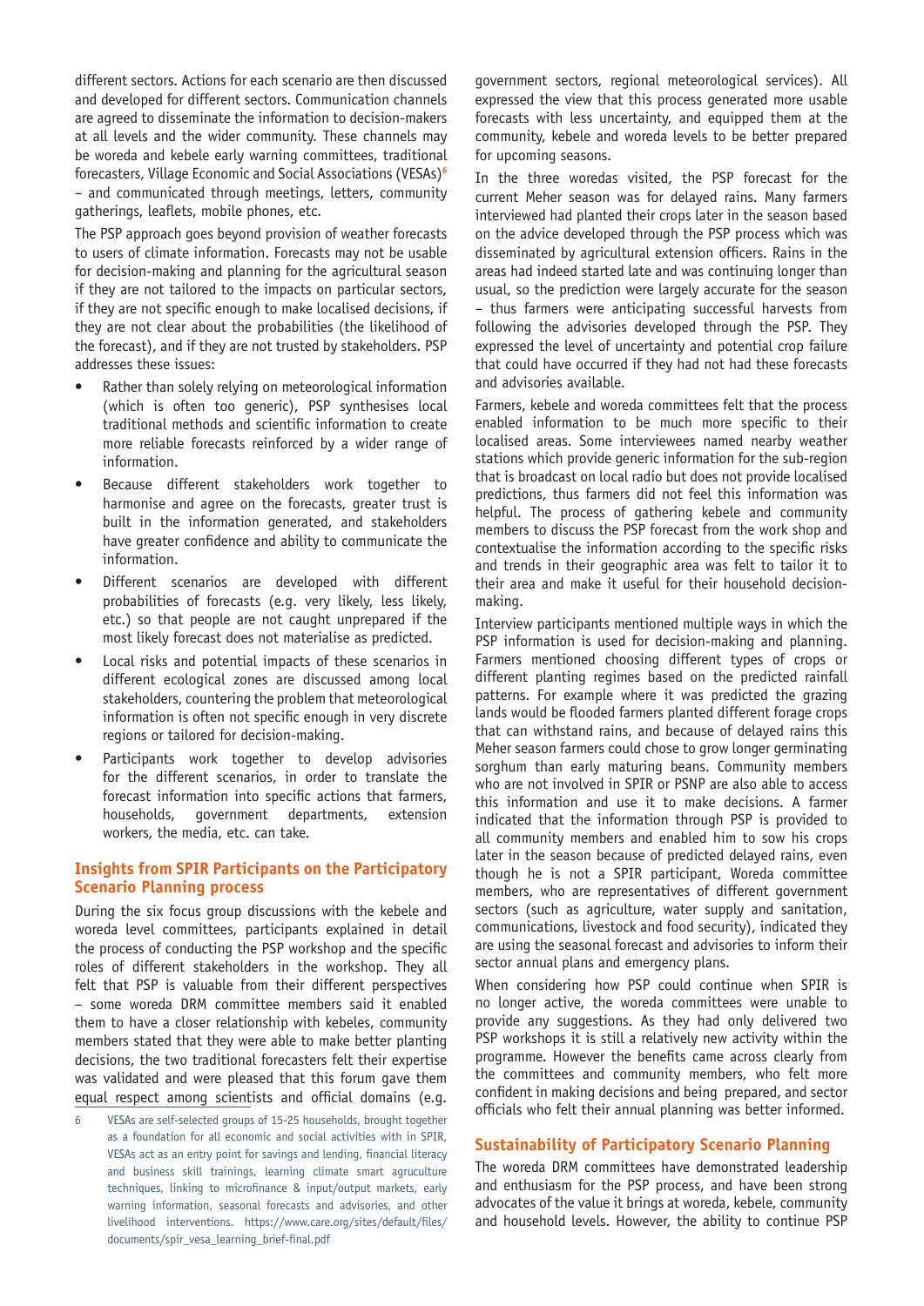different sectors. Actions for each scenario are then discussed and developed for different sectors. Communication channels are agreed to disseminate the information to decision-makers at all levels and the wider community. These channels may be woreda and kebele early warning committees, traditional forecasters, Village Economic and Social Associations (VESAs)[6] – and communicated through meetings, letters, community gatherings, leaflets, mobile phones, etc.

The PSP approach goes beyond provision of weather forecasts to users of climate information. Forecasts may not be usable for decision-making and planning for the agricultural season if they are not tailored to the impacts on particular sectors, if they are not specific enough to make localised decisions, if they are not clear about the probabilities (the likelihood of the forecast), and if they are not trusted by stakeholders. PSP addresses these issues:

- Rather than solely relying on meteorological information (which is often too generic), PSP synthesises local traditional methods and scientific information to create more reliable forecasts reinforced by a wider range of information.
- Because different stakeholders work together to harmonise and agree on the forecasts, greater trust is built in the information generated, and stakeholders have greater confidence and ability to communicate the information.
- Different scenarios are developed with different probabilities of forecasts (e.g. very likely, less likely, etc.) so that people are not caught unprepared if the most likely forecast does not materialise as predicted.
- Local risks and potential impacts of these scenarios in different ecological zones are discussed among local stakeholders, countering the problem that meteorological information is often not specific enough in very discrete regions or tailored for decision-making.
- Participants work together to develop advisories for the different scenarios, in order to translate the forecast information into specific actions that farmers, households, government departments, extension workers, the media, etc. can take.

## Insights from SPIR Participants on the Participatory Scenario Planning process

During the six focus group discussions with the kebele and woreda level committees, participants explained in detail the process of conducting the PSP workshop and the specific roles of different stakeholders in the workshop. They all felt that PSP is valuable from their different perspectives – some woreda DRM committee members said it enabled them to have a closer relationship with kebeles, community members stated that they were able to make better planting decisions, the two traditional forecasters felt their expertise was validated and were pleased that this forum gave them equal respect among scientists and official domains (e.g. government sectors, regional meteorological services). All expressed the view that this process generated more usable forecasts with less uncertainty, and equipped them at the community, kebele and woreda levels to be better prepared for upcoming seasons.

In the three woredas visited, the PSP forecast for the current Meher season was for delayed rains. Many farmers interviewed had planted their crops later in the season based on the advice developed through the PSP process which was disseminated by agricultural extension officers. Rains in the areas had indeed started late and was continuing longer than usual, so the prediction were largely accurate for the season – thus farmers were anticipating successful harvests from following the advisories developed through the PSP. They expressed the level of uncertainty and potential crop failure that could have occurred if they had not had these forecasts and advisories available.

Farmers, kebele and woreda committees felt that the process enabled information to be much more specific to their localised areas. Some interviewees named nearby weather stations which provide generic information for the sub-region that is broadcast on local radio but does not provide localised predictions, thus farmers did not feel this information was helpful. The process of gathering kebele and community members to discuss the PSP forecast from the work shop and contextualise the information according to the specific risks and trends in their geographic area was felt to tailor it to their area and make it useful for their household decision-making.

Interview participants mentioned multiple ways in which the PSP information is used for decision-making and planning. Farmers mentioned choosing different types of crops or different planting regimes based on the predicted rainfall patterns. For example where it was predicted the grazing lands would be flooded farmers planted different forage crops that can withstand rains, and because of delayed rains this Meher season farmers could chose to grow longer germinating sorghum than early maturing beans. Community members who are not involved in SPIR or PSNP are also able to access this information and use it to make decisions. A farmer indicated that the information through PSP is provided to all community members and enabled him to sow his crops later in the season because of predicted delayed rains, even though he is not a SPIR participant, Woreda committee members, who are representatives of different government sectors (such as agriculture, water supply and sanitation, communications, livestock and food security), indicated they are using the seasonal forecast and advisories to inform their sector annual plans and emergency plans.

When considering how PSP could continue when SPIR is no longer active, the woreda committees were unable to provide any suggestions. As they had only delivered two PSP workshops it is still a relatively new activity within the programme. However the benefits came across clearly from the committees and community members, who felt more confident in making decisions and being prepared, and sector officials who felt their annual planning was better informed.

## Sustainability of Participatory Scenario Planning

The woreda DRM committees have demonstrated leadership and enthusiasm for the PSP process, and have been strong advocates of the value it brings at woreda, kebele, community and household levels. However, the ability to continue PSP

---

6 VESAs are self-selected groups of 15-25 households, brought together as a foundation for all economic and social activities with in SPIR, VESAs act as an entry point for savings and lending, financial literacy and business skill trainings, learning climate smart agruculture techniques, linking to microfinance & input/output markets, early warning information, seasonal forecasts and advisories, and other livelihood interventions. https://www.care.org/sites/default/files/documents/spir_vesa_learning_brief-final.pdf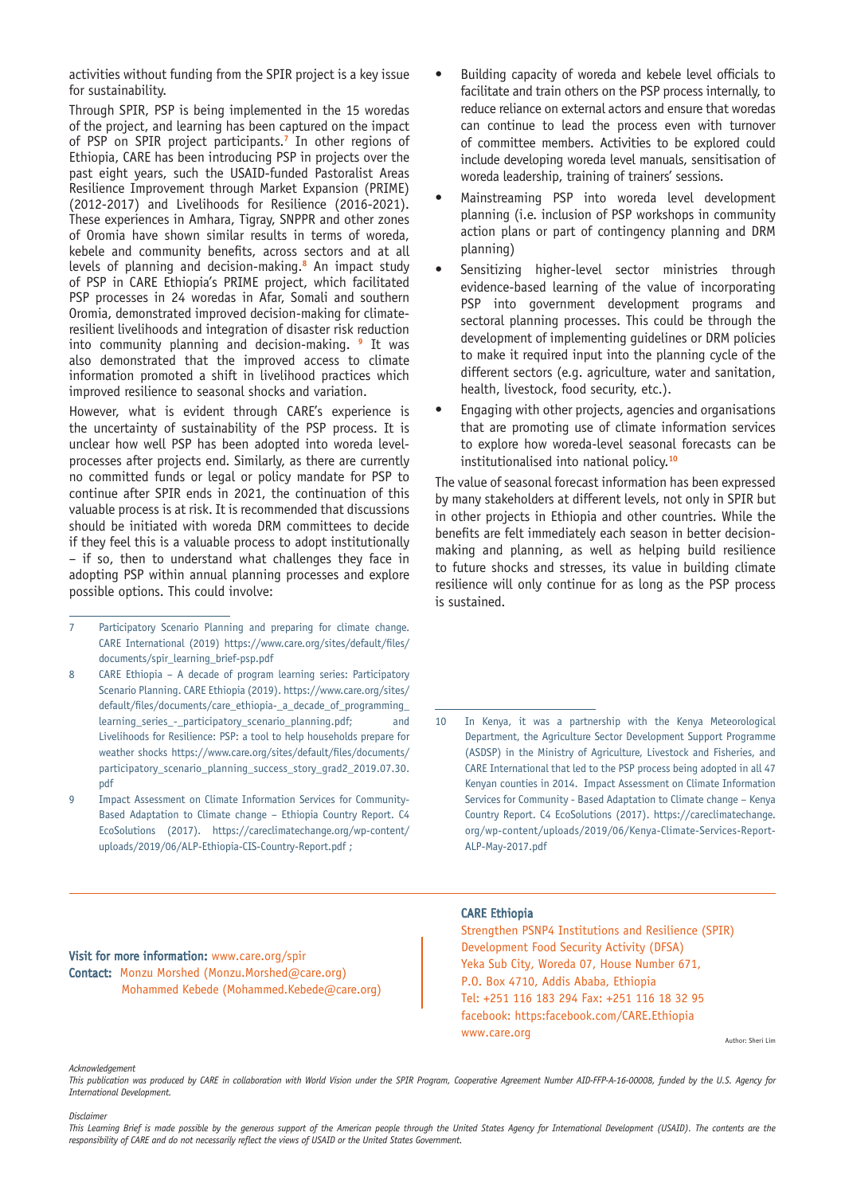activities without funding from the SPIR project is a key issue for sustainability.

Through SPIR, PSP is being implemented in the 15 woredas of the project, and learning has been captured on the impact of PSP on SPIR project participants.[7] In other regions of Ethiopia, CARE has been introducing PSP in projects over the past eight years, such the USAID-funded Pastoralist Areas Resilience Improvement through Market Expansion (PRIME) (2012-2017) and Livelihoods for Resilience (2016-2021). These experiences in Amhara, Tigray, SNPPR and other zones of Oromia have shown similar results in terms of woreda, kebele and community benefits, across sectors and at all levels of planning and decision-making.[8] An impact study of PSP in CARE Ethiopia's PRIME project, which facilitated PSP processes in 24 woredas in Afar, Somali and southern Oromia, demonstrated improved decision-making for climate-resilient livelihoods and integration of disaster risk reduction into community planning and decision-making. [9] It was also demonstrated that the improved access to climate information promoted a shift in livelihood practices which improved resilience to seasonal shocks and variation.

However, what is evident through CARE's experience is the uncertainty of sustainability of the PSP process. It is unclear how well PSP has been adopted into woreda level-processes after projects end. Similarly, as there are currently no committed funds or legal or policy mandate for PSP to continue after SPIR ends in 2021, the continuation of this valuable process is at risk. It is recommended that discussions should be initiated with woreda DRM committees to decide if they feel this is a valuable process to adopt institutionally – if so, then to understand what challenges they face in adopting PSP within annual planning processes and explore possible options. This could involve:

- Building capacity of woreda and kebele level officials to facilitate and train others on the PSP process internally, to reduce reliance on external actors and ensure that woredas can continue to lead the process even with turnover of committee members. Activities to be explored could include developing woreda level manuals, sensitisation of woreda leadership, training of trainers' sessions.
- Mainstreaming PSP into woreda level development planning (i.e. inclusion of PSP workshops in community action plans or part of contingency planning and DRM planning)
- Sensitizing higher-level sector ministries through evidence-based learning of the value of incorporating PSP into government development programs and sectoral planning processes. This could be through the development of implementing guidelines or DRM policies to make it required input into the planning cycle of the different sectors (e.g. agriculture, water and sanitation, health, livestock, food security, etc.).
- Engaging with other projects, agencies and organisations that are promoting use of climate information services to explore how woreda-level seasonal forecasts can be institutionalised into national policy.[10]

The value of seasonal forecast information has been expressed by many stakeholders at different levels, not only in SPIR but in other projects in Ethiopia and other countries. While the benefits are felt immediately each season in better decision-making and planning, as well as helping build resilience to future shocks and stresses, its value in building climate resilience will only continue for as long as the PSP process is sustained.

---

7 Participatory Scenario Planning and preparing for climate change. CARE International (2019) https://www.care.org/sites/default/files/documents/spir_learning_brief-psp.pdf

8 CARE Ethiopia – A decade of program learning series: Participatory Scenario Planning. CARE Ethiopia (2019). https://www.care.org/sites/default/files/documents/care_ethiopia-_a_decade_of_programming_learning_series_-_participatory_scenario_planning.pdf; and Livelihoods for Resilience: PSP: a tool to help households prepare for weather shocks https://www.care.org/sites/default/files/documents/participatory_scenario_planning_success_story_grad2_2019.07.30.pdf

9 Impact Assessment on Climate Information Services for Community-Based Adaptation to Climate change – Ethiopia Country Report. C4 EcoSolutions (2017). https://careclimatechange.org/wp-content/uploads/2019/06/ALP-Ethiopia-CIS-Country-Report.pdf ;

10 In Kenya, it was a partnership with the Kenya Meteorological Department, the Agriculture Sector Development Support Programme (ASDSP) in the Ministry of Agriculture, Livestock and Fisheries, and CARE International that led to the PSP process being adopted in all 47 Kenyan counties in 2014. Impact Assessment on Climate Information Services for Community - Based Adaptation to Climate change – Kenya Country Report. C4 EcoSolutions (2017). https://careclimatechange.org/wp-content/uploads/2019/06/Kenya-Climate-Services-Report-ALP-May-2017.pdf

---

**Visit for more information:** www.care.org/spir
**Contact:** Monzu Morshed (Monzu.Morshed@care.org)
Mohammed Kebede (Mohammed.Kebede@care.org)

**CARE Ethiopia**
Strengthen PSNP4 Institutions and Resilience (SPIR)
Development Food Security Activity (DFSA)
Yeka Sub City, Woreda 07, House Number 671,
P.O. Box 4710, Addis Ababa, Ethiopia
Tel: +251 116 183 294 Fax: +251 116 18 32 95
facebook: https:facebook.com/CARE.Ethiopia
www.care.org

Author: Sheri Lim

*Acknowledgement*

*This publication was produced by CARE in collaboration with World Vision under the SPIR Program, Cooperative Agreement Number AID-FFP-A-16-00008, funded by the U.S. Agency for International Development.*

*Disclaimer*

*This Learning Brief is made possible by the generous support of the American people through the United States Agency for International Development (USAID). The contents are the responsibility of CARE and do not necessarily reflect the views of USAID or the United States Government.*